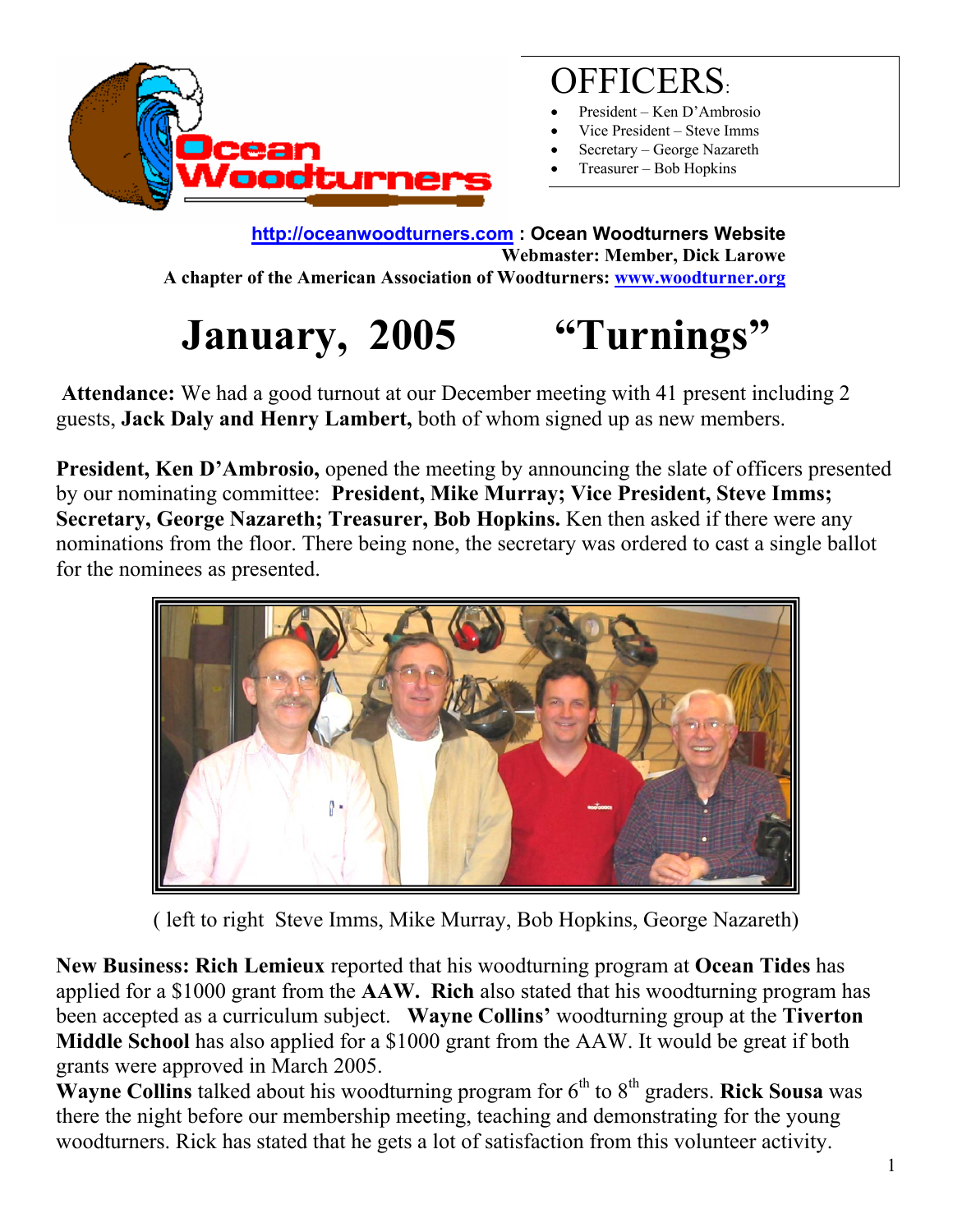Ocean Woodturners

# OFFICERS:

- President – Ken D'Ambrosio
- Vice President – Steve Imms
- Secretary – George Nazareth
- Treasurer – Bob Hopkins

**http://oceanwoodturners.com : Ocean Woodturners Website**
**Webmaster: Member, Dick Larowe**
**A chapter of the American Association of Woodturners: www.woodturner.org**

# January, 2005 "Turnings"

**Attendance:** We had a good turnout at our December meeting with 41 present including 2 guests, **Jack Daly and Henry Lambert,** both of whom signed up as new members.

**President, Ken D'Ambrosio,** opened the meeting by announcing the slate of officers presented by our nominating committee: **President, Mike Murray; Vice President, Steve Imms; Secretary, George Nazareth; Treasurer, Bob Hopkins.** Ken then asked if there were any nominations from the floor. There being none, the secretary was ordered to cast a single ballot for the nominees as presented.

( left to right Steve Imms, Mike Murray, Bob Hopkins, George Nazareth)

**New Business: Rich Lemieux** reported that his woodturning program at **Ocean Tides** has applied for a $1000 grant from the **AAW. Rich** also stated that his woodturning program has been accepted as a curriculum subject. **Wayne Collins'** woodturning group at the **Tiverton Middle School** has also applied for a $1000 grant from the AAW. It would be great if both grants were approved in March 2005.
**Wayne Collins** talked about his woodturning program for 6th to 8th graders. **Rick Sousa** was there the night before our membership meeting, teaching and demonstrating for the young woodturners. Rick has stated that he gets a lot of satisfaction from this volunteer activity.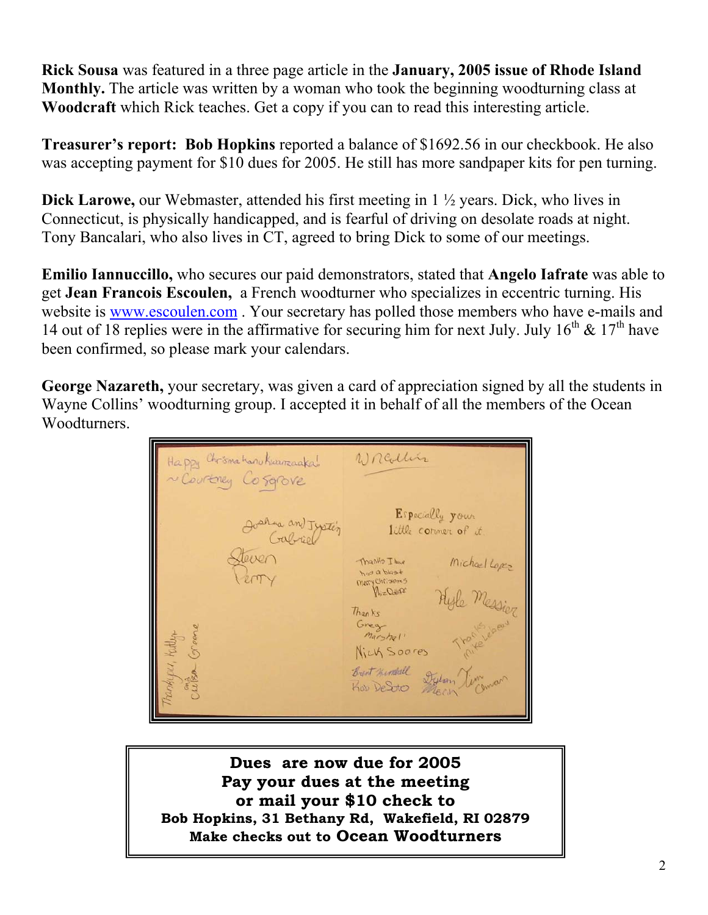**Rick Sousa** was featured in a three page article in the **January, 2005 issue of Rhode Island Monthly.** The article was written by a woman who took the beginning woodturning class at **Woodcraft** which Rick teaches. Get a copy if you can to read this interesting article.

**Treasurer's report: Bob Hopkins** reported a balance of $1692.56 in our checkbook. He also was accepting payment for $10 dues for 2005. He still has more sandpaper kits for pen turning.

**Dick Larowe,** our Webmaster, attended his first meeting in 1 ½ years. Dick, who lives in Connecticut, is physically handicapped, and is fearful of driving on desolate roads at night. Tony Bancalari, who also lives in CT, agreed to bring Dick to some of our meetings.

**Emilio Iannuccillo,** who secures our paid demonstrators, stated that **Angelo Iafrate** was able to get **Jean Francois Escoulen,** a French woodturner who specializes in eccentric turning. His website is www.escoulen.com . Your secretary has polled those members who have e-mails and 14 out of 18 replies were in the affirmative for securing him for next July. July 16th & 17th have been confirmed, so please mark your calendars.

**George Nazareth,** your secretary, was given a card of appreciation signed by all the students in Wayne Collins' woodturning group. I accepted it in behalf of all the members of the Ocean Woodturners.

**Dues are now due for 2005**
**Pay your dues at the meeting**
**or mail your $10 check to**
**Bob Hopkins, 31 Bethany Rd, Wakefield, RI 02879**
**Make checks out to Ocean Woodturners**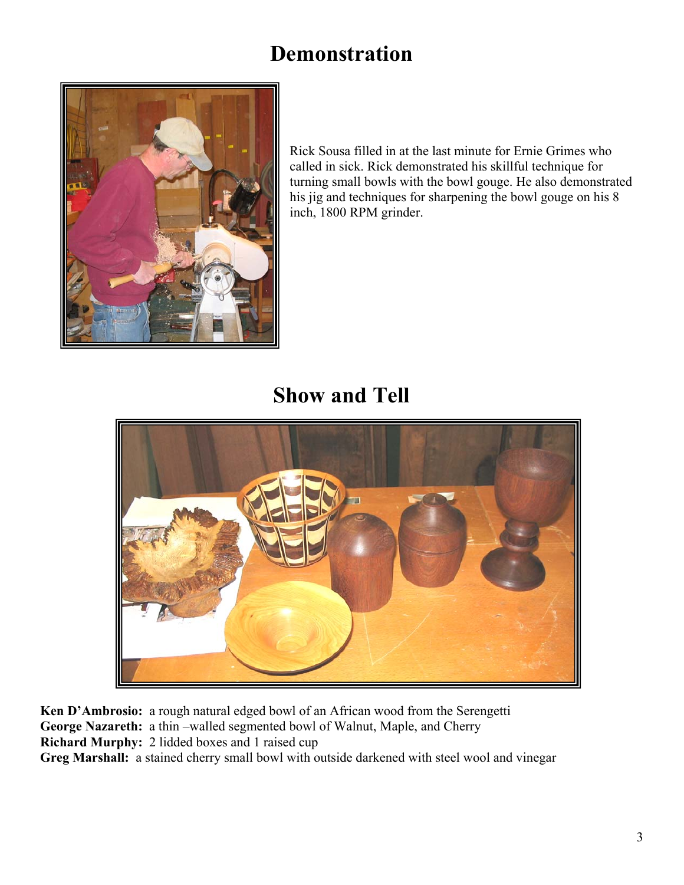# Demonstration

Rick Sousa filled in at the last minute for Ernie Grimes who called in sick. Rick demonstrated his skillful technique for turning small bowls with the bowl gouge. He also demonstrated his jig and techniques for sharpening the bowl gouge on his 8 inch, 1800 RPM grinder.

# Show and Tell

**Ken D'Ambrosio:** a rough natural edged bowl of an African wood from the Serengetti
**George Nazareth:** a thin –walled segmented bowl of Walnut, Maple, and Cherry
**Richard Murphy:** 2 lidded boxes and 1 raised cup
**Greg Marshall:** a stained cherry small bowl with outside darkened with steel wool and vinegar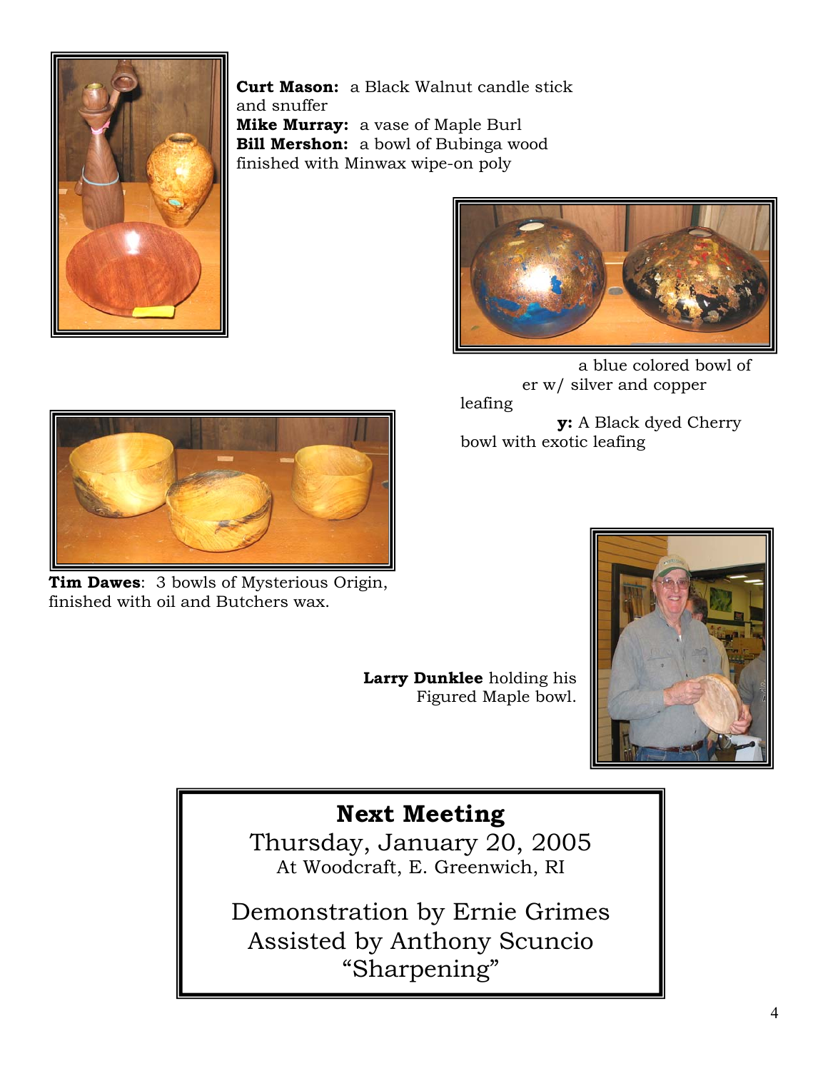**Curt Mason:** a Black Walnut candle stick and snuffer
**Mike Murray:** a vase of Maple Burl
**Bill Mershon:** a bowl of Bubinga wood finished with Minwax wipe-on poly

a blue colored bowl of
er w/ silver and copper
leafing
**y:** A Black dyed Cherry bowl with exotic leafing

**Tim Dawes**: 3 bowls of Mysterious Origin, finished with oil and Butchers wax.

**Larry Dunklee** holding his Figured Maple bowl.

## Next Meeting

Thursday, January 20, 2005
At Woodcraft, E. Greenwich, RI

Demonstration by Ernie Grimes
Assisted by Anthony Scuncio
"Sharpening"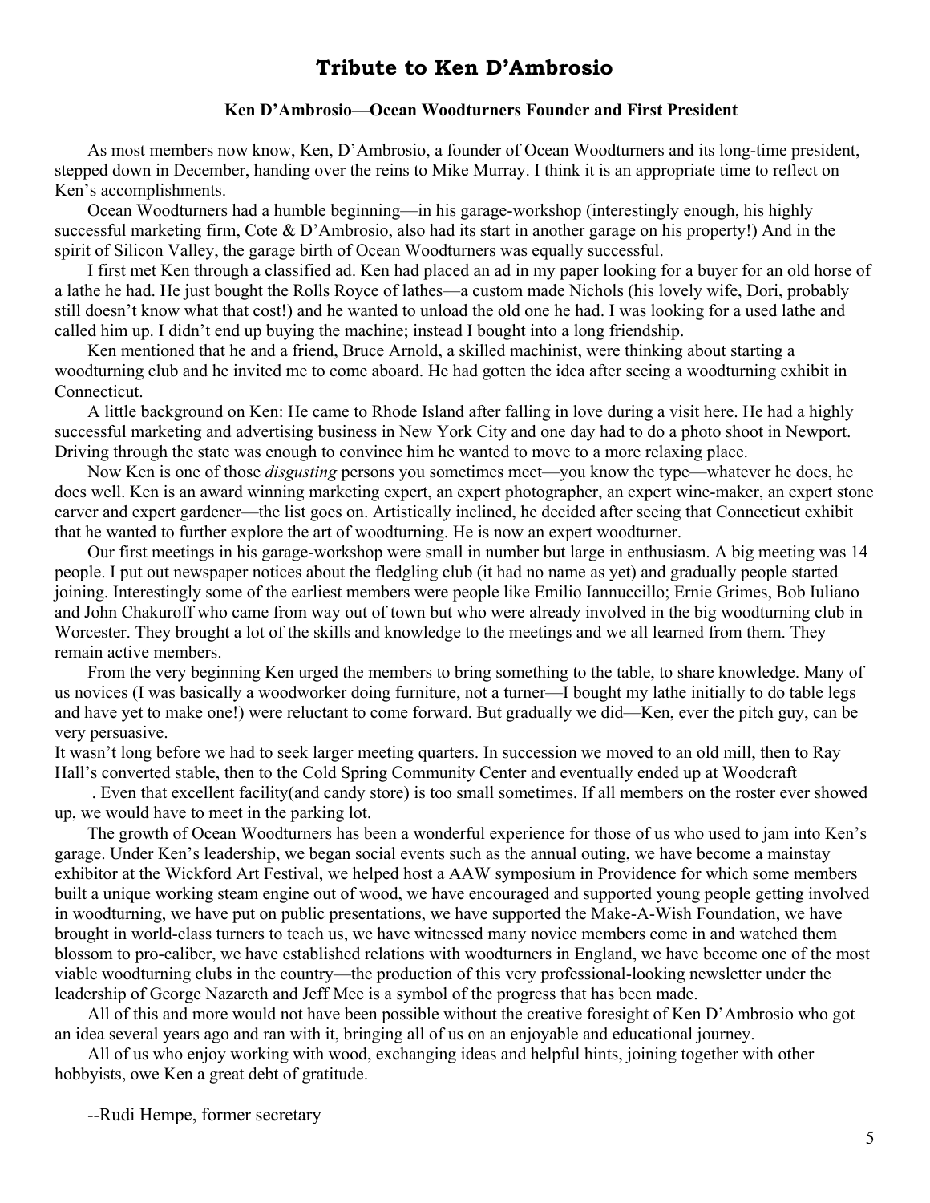# Tribute to Ken D'Ambrosio

### Ken D'Ambrosio—Ocean Woodturners Founder and First President

As most members now know, Ken, D'Ambrosio, a founder of Ocean Woodturners and its long-time president, stepped down in December, handing over the reins to Mike Murray. I think it is an appropriate time to reflect on Ken's accomplishments.

Ocean Woodturners had a humble beginning—in his garage-workshop (interestingly enough, his highly successful marketing firm, Cote & D'Ambrosio, also had its start in another garage on his property!) And in the spirit of Silicon Valley, the garage birth of Ocean Woodturners was equally successful.

I first met Ken through a classified ad. Ken had placed an ad in my paper looking for a buyer for an old horse of a lathe he had. He just bought the Rolls Royce of lathes—a custom made Nichols (his lovely wife, Dori, probably still doesn't know what that cost!) and he wanted to unload the old one he had. I was looking for a used lathe and called him up. I didn't end up buying the machine; instead I bought into a long friendship.

Ken mentioned that he and a friend, Bruce Arnold, a skilled machinist, were thinking about starting a woodturning club and he invited me to come aboard. He had gotten the idea after seeing a woodturning exhibit in Connecticut.

A little background on Ken: He came to Rhode Island after falling in love during a visit here. He had a highly successful marketing and advertising business in New York City and one day had to do a photo shoot in Newport. Driving through the state was enough to convince him he wanted to move to a more relaxing place.

Now Ken is one of those *disgusting* persons you sometimes meet—you know the type—whatever he does, he does well. Ken is an award winning marketing expert, an expert photographer, an expert wine-maker, an expert stone carver and expert gardener—the list goes on. Artistically inclined, he decided after seeing that Connecticut exhibit that he wanted to further explore the art of woodturning. He is now an expert woodturner.

Our first meetings in his garage-workshop were small in number but large in enthusiasm. A big meeting was 14 people. I put out newspaper notices about the fledgling club (it had no name as yet) and gradually people started joining. Interestingly some of the earliest members were people like Emilio Iannuccillo; Ernie Grimes, Bob Iuliano and John Chakuroff who came from way out of town but who were already involved in the big woodturning club in Worcester. They brought a lot of the skills and knowledge to the meetings and we all learned from them. They remain active members.

From the very beginning Ken urged the members to bring something to the table, to share knowledge. Many of us novices (I was basically a woodworker doing furniture, not a turner—I bought my lathe initially to do table legs and have yet to make one!) were reluctant to come forward. But gradually we did—Ken, ever the pitch guy, can be very persuasive.

It wasn't long before we had to seek larger meeting quarters. In succession we moved to an old mill, then to Ray Hall's converted stable, then to the Cold Spring Community Center and eventually ended up at Woodcraft . Even that excellent facility(and candy store) is too small sometimes. If all members on the roster ever showed up, we would have to meet in the parking lot.

The growth of Ocean Woodturners has been a wonderful experience for those of us who used to jam into Ken's garage. Under Ken's leadership, we began social events such as the annual outing, we have become a mainstay exhibitor at the Wickford Art Festival, we helped host a AAW symposium in Providence for which some members built a unique working steam engine out of wood, we have encouraged and supported young people getting involved in woodturning, we have put on public presentations, we have supported the Make-A-Wish Foundation, we have brought in world-class turners to teach us, we have witnessed many novice members come in and watched them blossom to pro-caliber, we have established relations with woodturners in England, we have become one of the most viable woodturning clubs in the country—the production of this very professional-looking newsletter under the leadership of George Nazareth and Jeff Mee is a symbol of the progress that has been made.

All of this and more would not have been possible without the creative foresight of Ken D'Ambrosio who got an idea several years ago and ran with it, bringing all of us on an enjoyable and educational journey.

All of us who enjoy working with wood, exchanging ideas and helpful hints, joining together with other hobbyists, owe Ken a great debt of gratitude.

--Rudi Hempe, former secretary